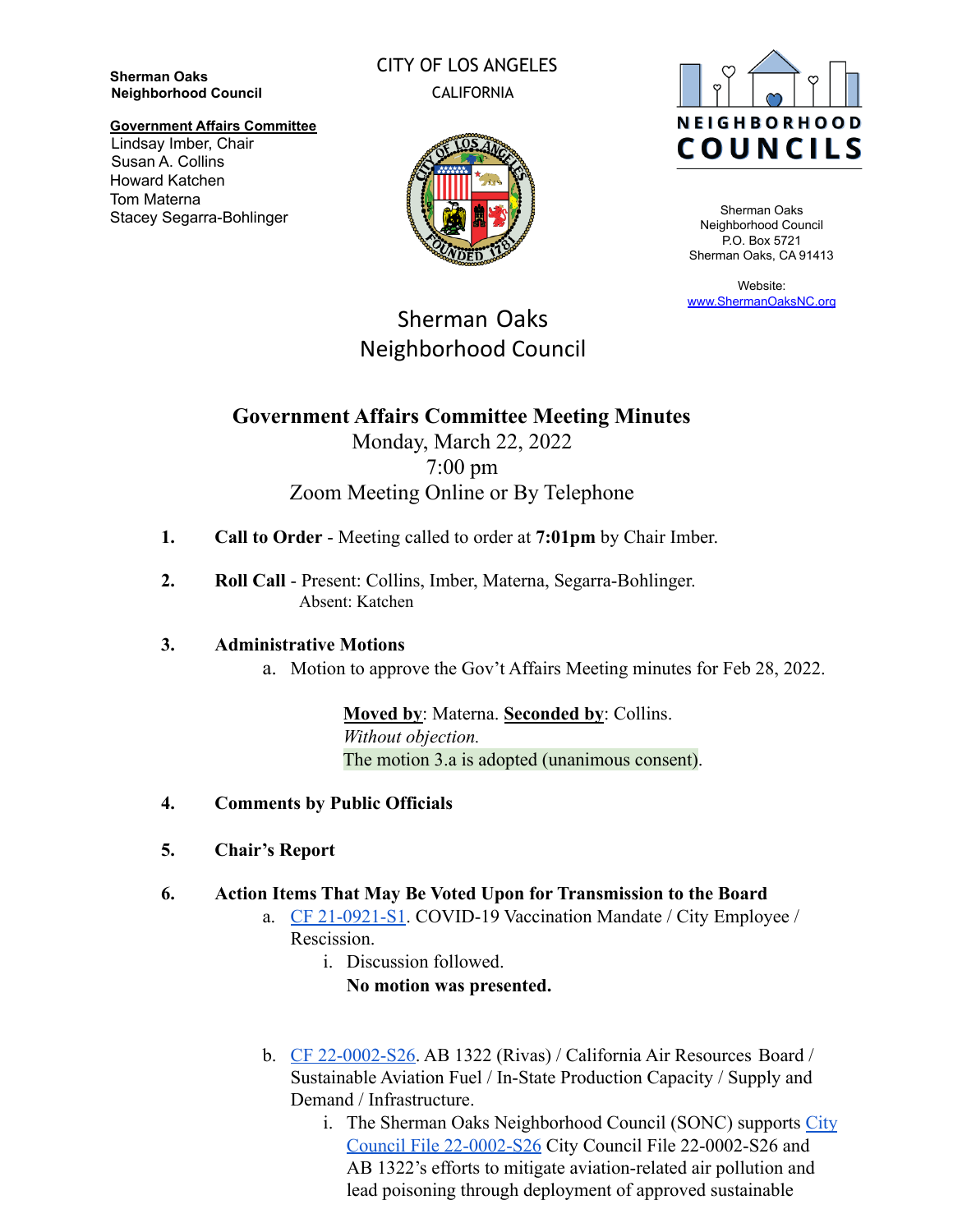**Sherman Oaks Neighborhood Council**

**Government Affairs Committee**
Lindsay Imber, Chair
Susan A. Collins
Howard Katchen
Tom Materna
Stacey Segarra-Bohlinger

CITY OF LOS ANGELES
CALIFORNIA

NEIGHBORHOOD COUNCILS

Sherman Oaks
Neighborhood Council
P.O. Box 5721
Sherman Oaks, CA 91413

Website:
[www.ShermanOaksNC.org](http://www.ShermanOaksNC.org)

# Sherman Oaks Neighborhood Council

## Government Affairs Committee Meeting Minutes

Monday, March 22, 2022
7:00 pm
Zoom Meeting Online or By Telephone

1. **Call to Order** - Meeting called to order at **7:01pm** by Chair Imber.

2. **Roll Call** - Present: Collins, Imber, Materna, Segarra-Bohlinger.
   Absent: Katchen

3. **Administrative Motions**
   a. Motion to approve the Gov't Affairs Meeting minutes for Feb 28, 2022.

      **Moved by**: Materna. **Seconded by**: Collins.
      *Without objection.*
      The motion 3.a is adopted (unanimous consent).

4. **Comments by Public Officials**

5. **Chair's Report**

6. **Action Items That May Be Voted Upon for Transmission to the Board**
   a. [CF 21-0921-S1](#). COVID-19 Vaccination Mandate / City Employee / Rescission.
      i. Discussion followed.
         **No motion was presented.**

   b. [CF 22-0002-S26](#). AB 1322 (Rivas) / California Air Resources Board / Sustainable Aviation Fuel / In-State Production Capacity / Supply and Demand / Infrastructure.
      i. The Sherman Oaks Neighborhood Council (SONC) supports [City Council File 22-0002-S26](#) City Council File 22-0002-S26 and AB 1322's efforts to mitigate aviation-related air pollution and lead poisoning through deployment of approved sustainable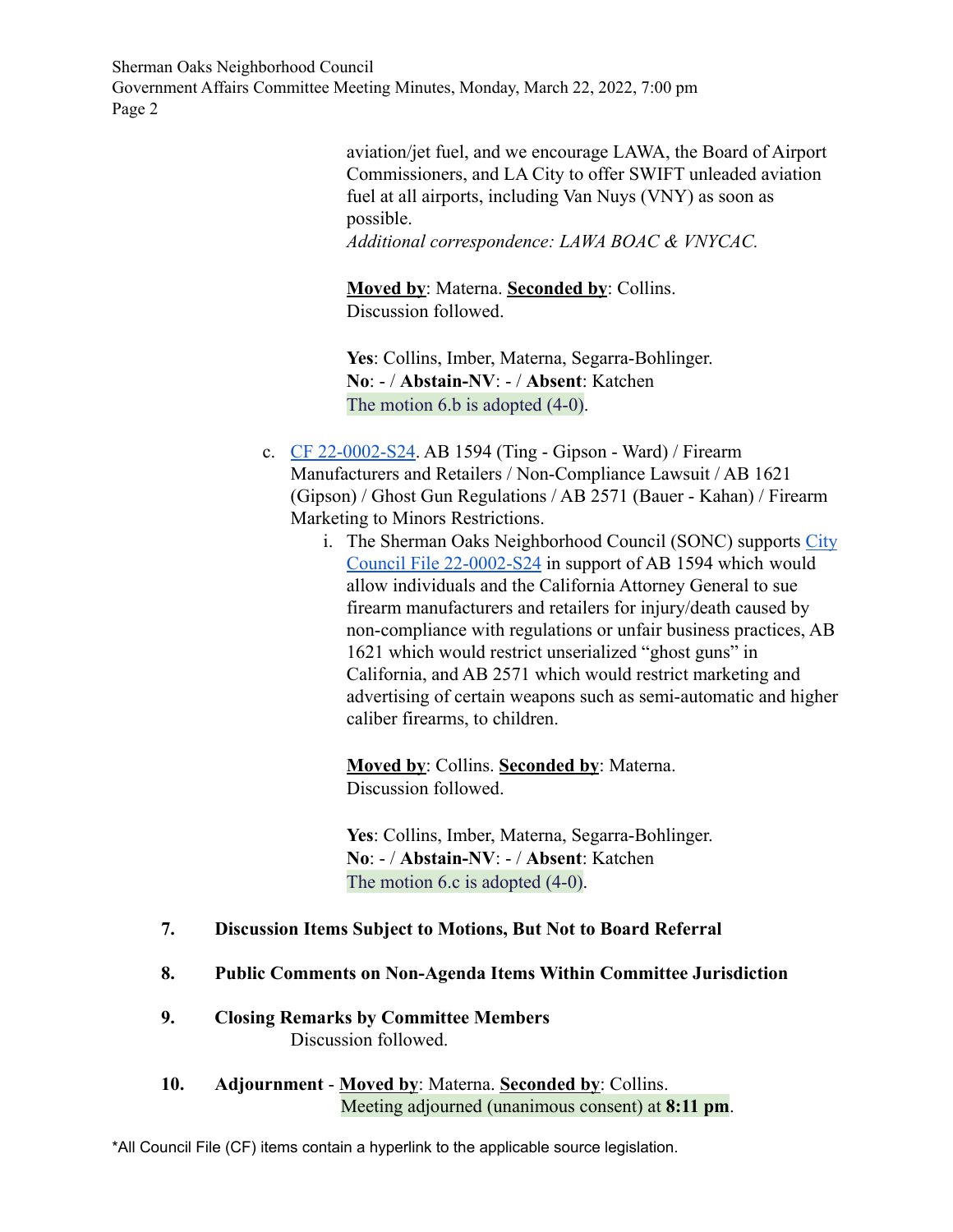aviation/jet fuel, and we encourage LAWA, the Board of Airport Commissioners, and LA City to offer SWIFT unleaded aviation fuel at all airports, including Van Nuys (VNY) as soon as possible.
*Additional correspondence: LAWA BOAC & VNYCAC.*

**Moved by**: Materna. **Seconded by**: Collins.
Discussion followed.

**Yes**: Collins, Imber, Materna, Segarra-Bohlinger.
**No**: - / **Abstain-NV**: - / **Absent**: Katchen
The motion 6.b is adopted (4-0).

c. CF 22-0002-S24. AB 1594 (Ting - Gipson - Ward) / Firearm Manufacturers and Retailers / Non-Compliance Lawsuit / AB 1621 (Gipson) / Ghost Gun Regulations / AB 2571 (Bauer - Kahan) / Firearm Marketing to Minors Restrictions.

   i. The Sherman Oaks Neighborhood Council (SONC) supports City Council File 22-0002-S24 in support of AB 1594 which would allow individuals and the California Attorney General to sue firearm manufacturers and retailers for injury/death caused by non-compliance with regulations or unfair business practices, AB 1621 which would restrict unserialized "ghost guns" in California, and AB 2571 which would restrict marketing and advertising of certain weapons such as semi-automatic and higher caliber firearms, to children.

   **Moved by**: Collins. **Seconded by**: Materna.
   Discussion followed.

   **Yes**: Collins, Imber, Materna, Segarra-Bohlinger.
   **No**: - / **Abstain-NV**: - / **Absent**: Katchen
   The motion 6.c is adopted (4-0).

**7. Discussion Items Subject to Motions, But Not to Board Referral**

**8. Public Comments on Non-Agenda Items Within Committee Jurisdiction**

**9. Closing Remarks by Committee Members**
Discussion followed.

**10. Adjournment** - **Moved by**: Materna. **Seconded by**: Collins.
Meeting adjourned (unanimous consent) at **8:11 pm**.

*All Council File (CF) items contain a hyperlink to the applicable source legislation.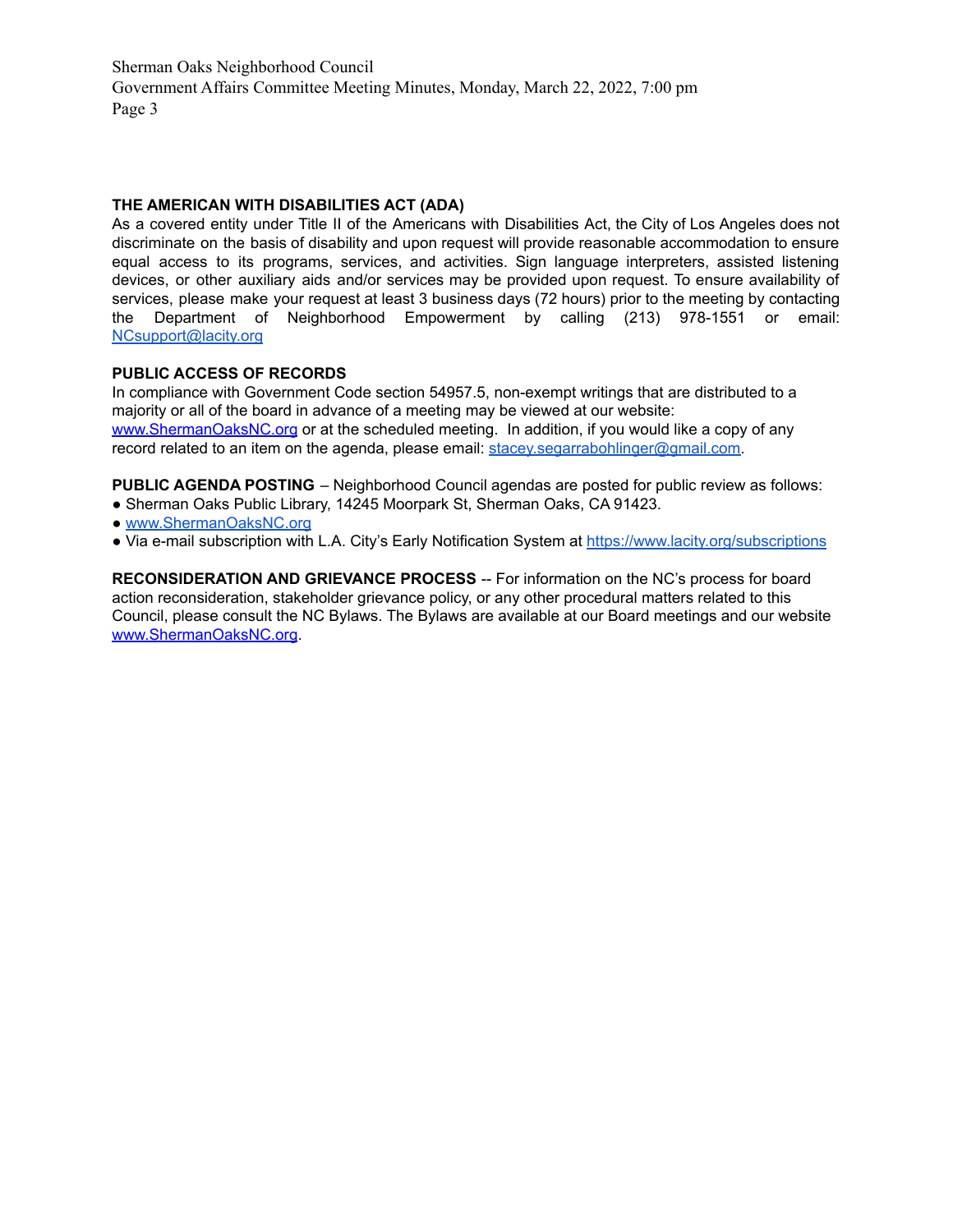### THE AMERICAN WITH DISABILITIES ACT (ADA)

As a covered entity under Title II of the Americans with Disabilities Act, the City of Los Angeles does not discriminate on the basis of disability and upon request will provide reasonable accommodation to ensure equal access to its programs, services, and activities. Sign language interpreters, assisted listening devices, or other auxiliary aids and/or services may be provided upon request. To ensure availability of services, please make your request at least 3 business days (72 hours) prior to the meeting by contacting the Department of Neighborhood Empowerment by calling (213) 978-1551 or email: NCsupport@lacity.org

### PUBLIC ACCESS OF RECORDS

In compliance with Government Code section 54957.5, non-exempt writings that are distributed to a majority or all of the board in advance of a meeting may be viewed at our website: www.ShermanOaksNC.org or at the scheduled meeting. In addition, if you would like a copy of any record related to an item on the agenda, please email: stacey.segarrabohlinger@gmail.com.

**PUBLIC AGENDA POSTING** – Neighborhood Council agendas are posted for public review as follows:

- Sherman Oaks Public Library, 14245 Moorpark St, Sherman Oaks, CA 91423.
- www.ShermanOaksNC.org
- Via e-mail subscription with L.A. City's Early Notification System at https://www.lacity.org/subscriptions

**RECONSIDERATION AND GRIEVANCE PROCESS** -- For information on the NC's process for board action reconsideration, stakeholder grievance policy, or any other procedural matters related to this Council, please consult the NC Bylaws. The Bylaws are available at our Board meetings and our website www.ShermanOaksNC.org.